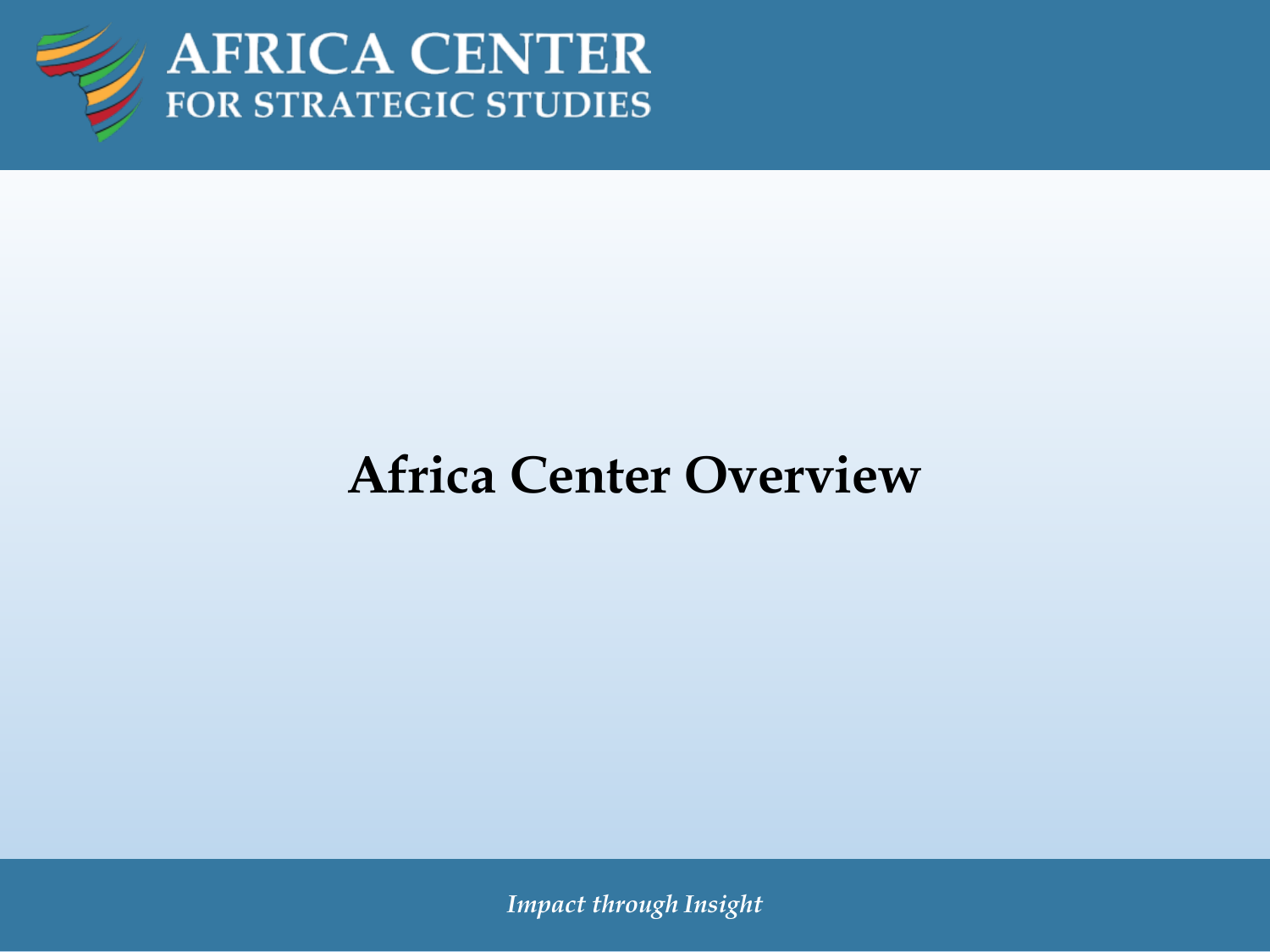AFRICA CENTER
FOR STRATEGIC STUDIES

# Africa Center Overview

*Impact through Insight*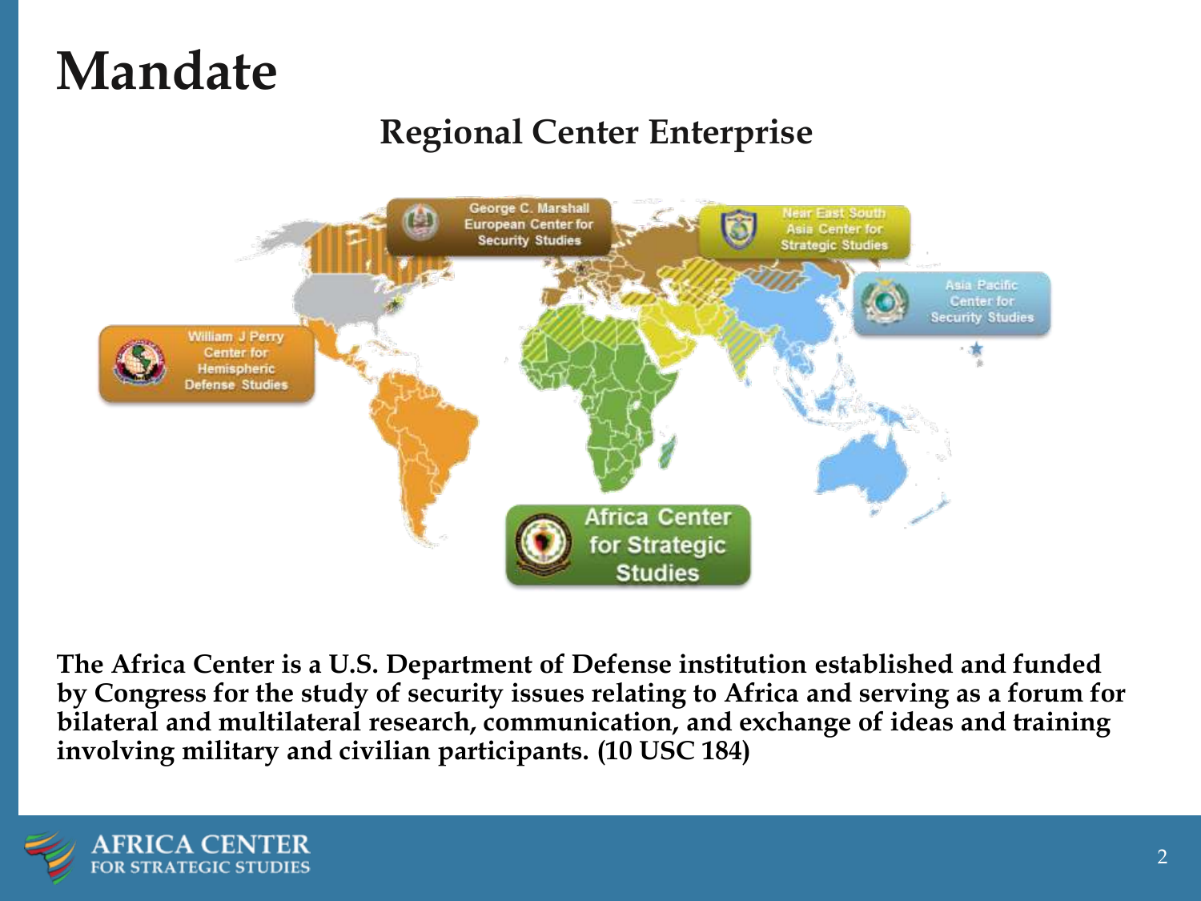# Mandate

## Regional Center Enterprise

George C. Marshall European Center for Security Studies

Near East South Asia Center for Strategic Studies

Asia Pacific Center for Security Studies

William J Perry Center for Hemispheric Defense Studies

Africa Center for Strategic Studies

**The Africa Center is a U.S. Department of Defense institution established and funded by Congress for the study of security issues relating to Africa and serving as a forum for bilateral and multilateral research, communication, and exchange of ideas and training involving military and civilian participants. (10 USC 184)**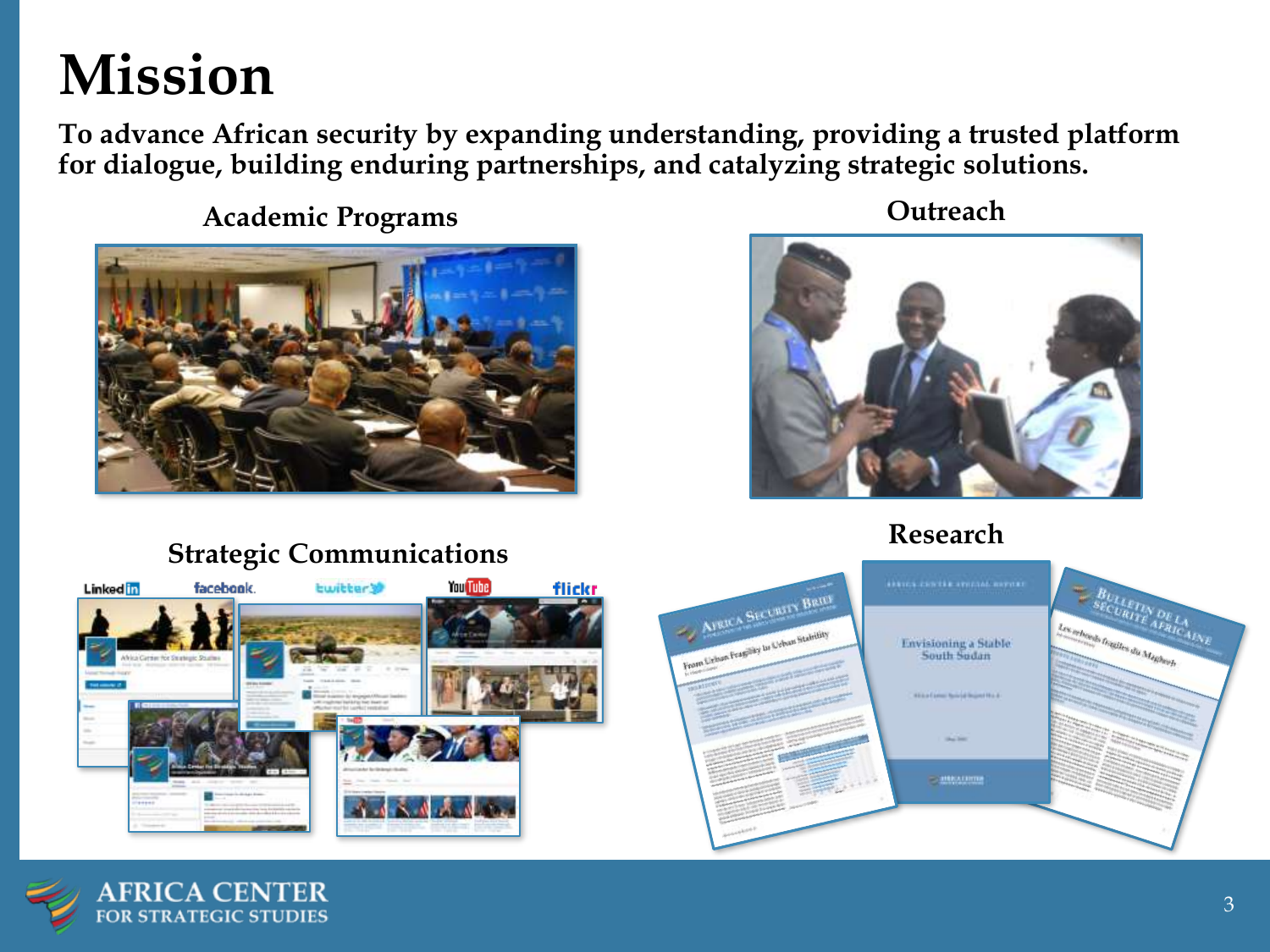# Mission

**To advance African security by expanding understanding, providing a trusted platform for dialogue, building enduring partnerships, and catalyzing strategic solutions.**

## Academic Programs

## Outreach

## Strategic Communications

## Research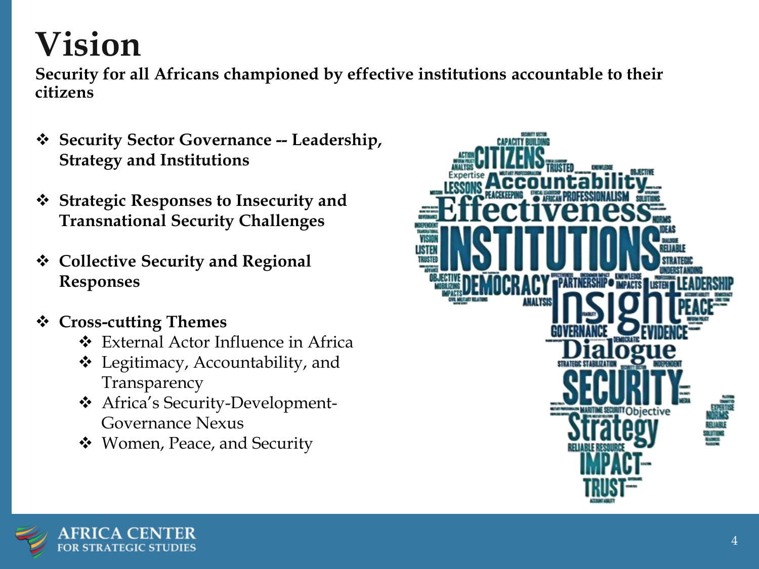# Vision

**Security for all Africans championed by effective institutions accountable to their citizens**

- **Security Sector Governance -- Leadership, Strategy and Institutions**
- **Strategic Responses to Insecurity and Transnational Security Challenges**
- **Collective Security and Regional Responses**
- **Cross-cutting Themes**
  - External Actor Influence in Africa
  - Legitimacy, Accountability, and Transparency
  - Africa's Security-Development-Governance Nexus
  - Women, Peace, and Security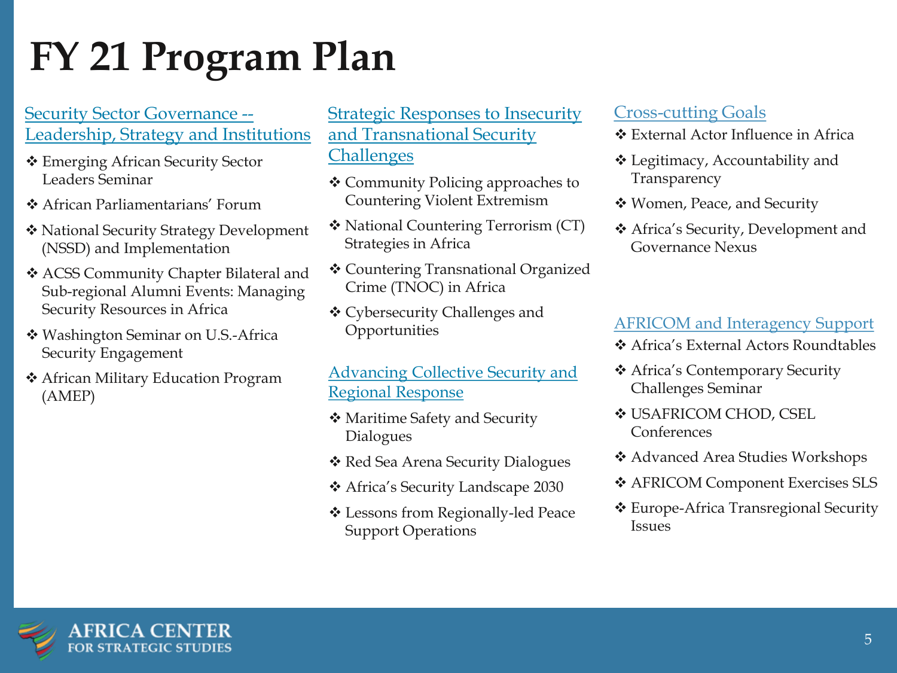# FY 21 Program Plan

## Security Sector Governance -- Leadership, Strategy and Institutions

- Emerging African Security Sector Leaders Seminar
- African Parliamentarians' Forum
- National Security Strategy Development (NSSD) and Implementation
- ACSS Community Chapter Bilateral and Sub-regional Alumni Events: Managing Security Resources in Africa
- Washington Seminar on U.S.-Africa Security Engagement
- African Military Education Program (AMEP)

## Strategic Responses to Insecurity and Transnational Security Challenges

- Community Policing approaches to Countering Violent Extremism
- National Countering Terrorism (CT) Strategies in Africa
- Countering Transnational Organized Crime (TNOC) in Africa
- Cybersecurity Challenges and Opportunities

## Advancing Collective Security and Regional Response

- Maritime Safety and Security Dialogues
- Red Sea Arena Security Dialogues
- Africa's Security Landscape 2030
- Lessons from Regionally-led Peace Support Operations

## Cross-cutting Goals

- External Actor Influence in Africa
- Legitimacy, Accountability and Transparency
- Women, Peace, and Security
- Africa's Security, Development and Governance Nexus

## AFRICOM and Interagency Support

- Africa's External Actors Roundtables
- Africa's Contemporary Security Challenges Seminar
- USAFRICOM CHOD, CSEL Conferences
- Advanced Area Studies Workshops
- AFRICOM Component Exercises SLS
- Europe-Africa Transregional Security Issues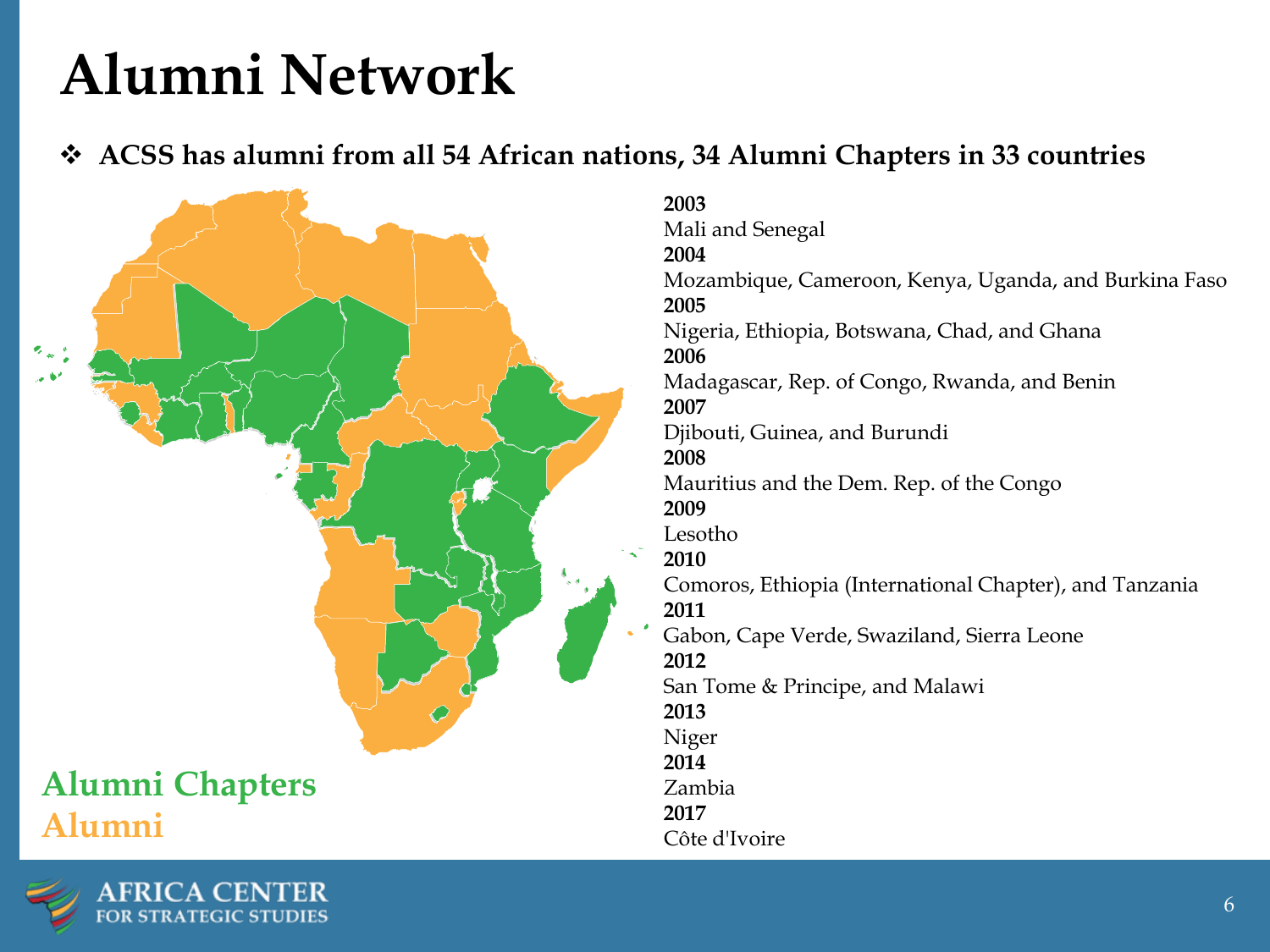# Alumni Network

- **ACSS has alumni from all 54 African nations, 34 Alumni Chapters in 33 countries**

Alumni Chapters

Alumni

**2003**
Mali and Senegal
**2004**
Mozambique, Cameroon, Kenya, Uganda, and Burkina Faso
**2005**
Nigeria, Ethiopia, Botswana, Chad, and Ghana
**2006**
Madagascar, Rep. of Congo, Rwanda, and Benin
**2007**
Djibouti, Guinea, and Burundi
**2008**
Mauritius and the Dem. Rep. of the Congo
**2009**
Lesotho
**2010**
Comoros, Ethiopia (International Chapter), and Tanzania
**2011**
Gabon, Cape Verde, Swaziland, Sierra Leone
**2012**
San Tome & Principe, and Malawi
**2013**
Niger
**2014**
Zambia
**2017**
Côte d'Ivoire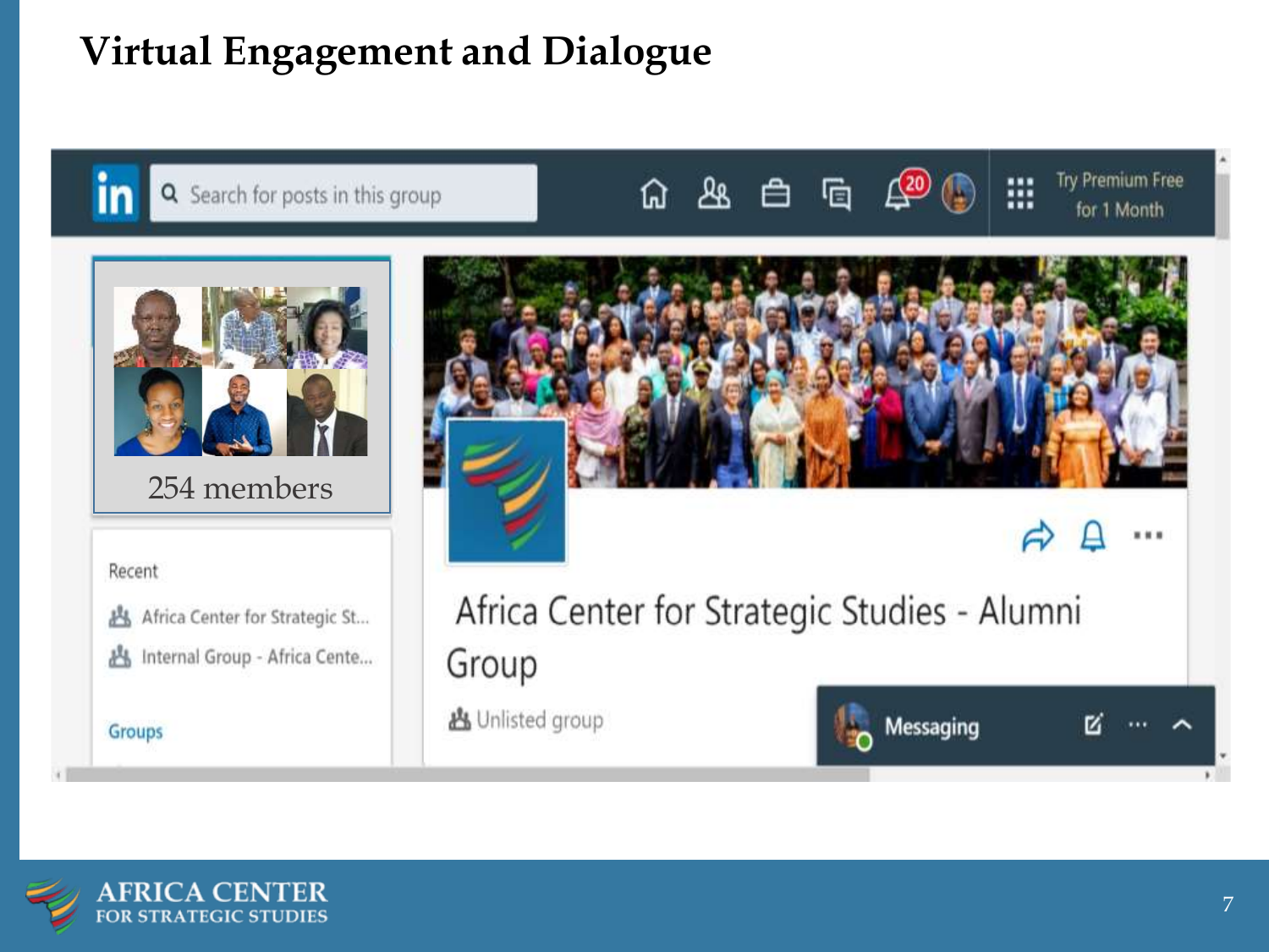# Virtual Engagement and Dialogue

Search for posts in this group

Try Premium Free for 1 Month

254 members

Recent

Africa Center for Strategic St...

Internal Group - Africa Cente...

Groups

Africa Center for Strategic Studies - Alumni Group

Unlisted group

Messaging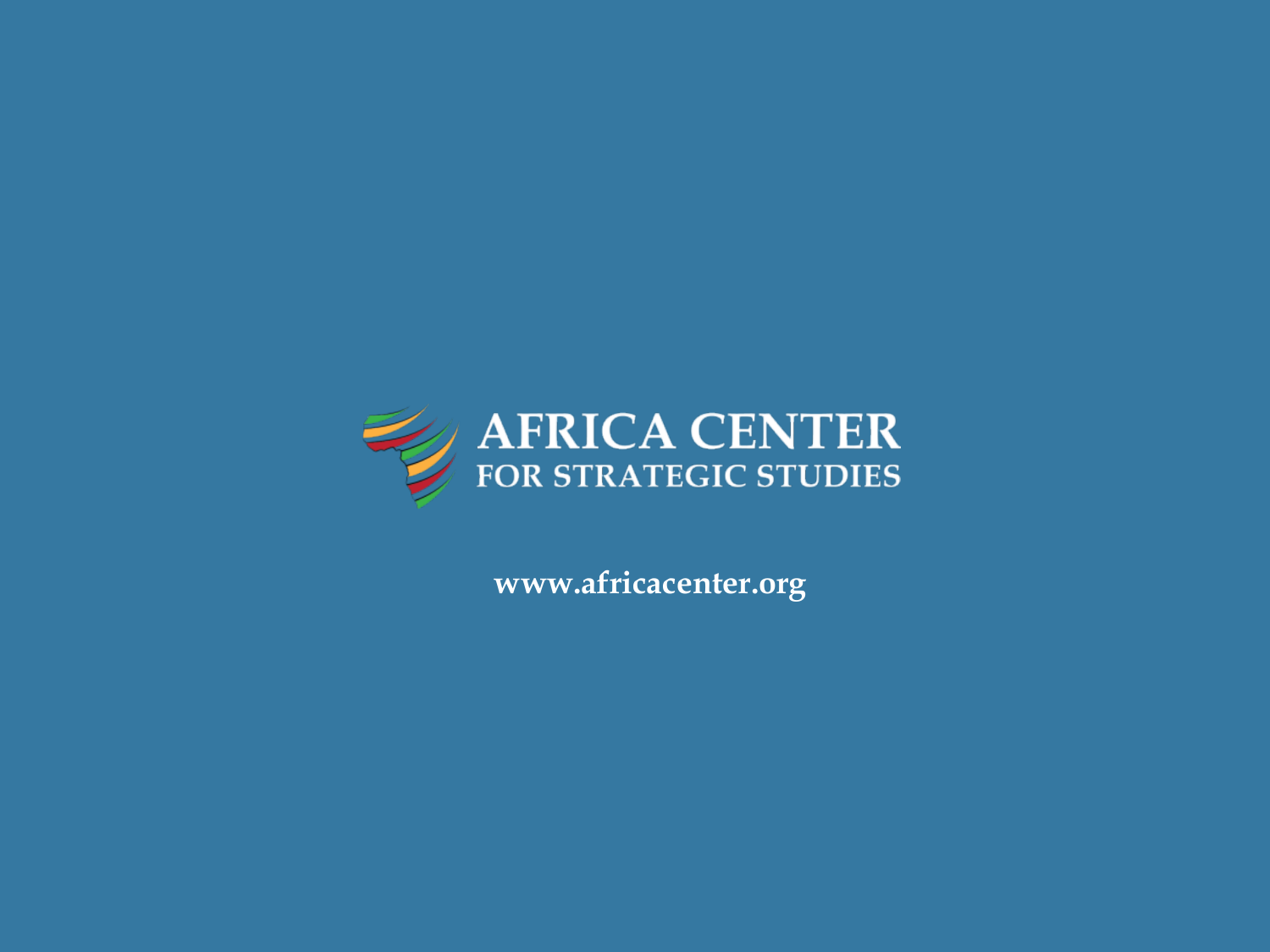AFRICA CENTER
FOR STRATEGIC STUDIES

www.africacenter.org